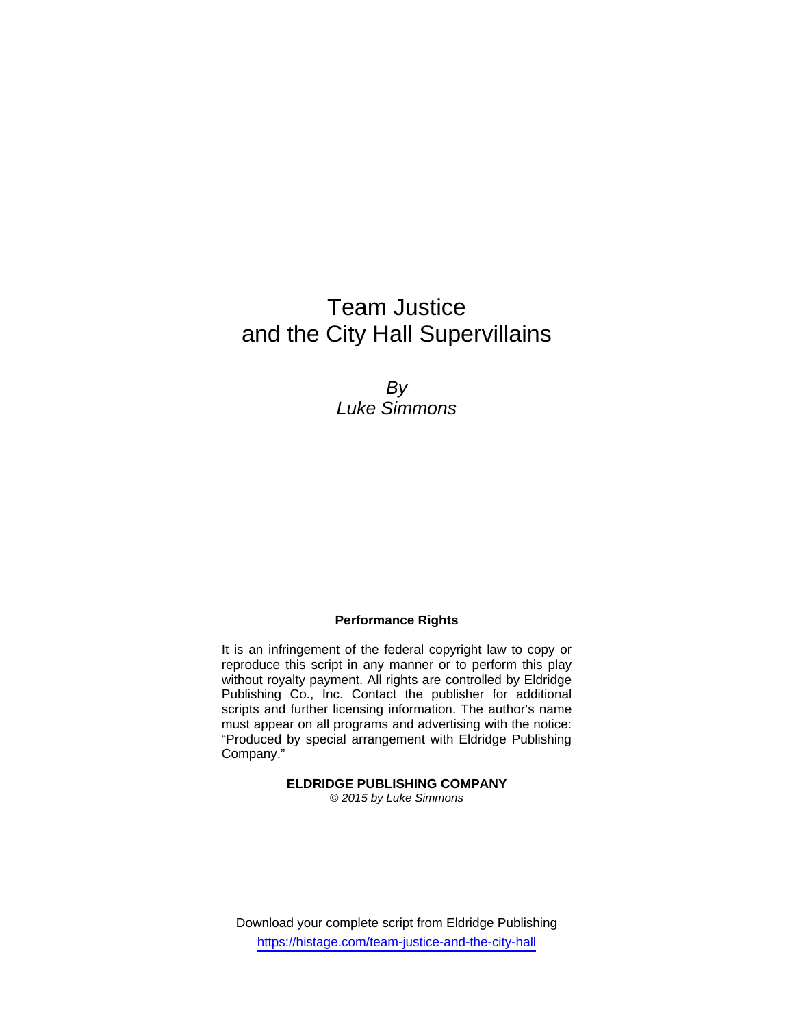# Team Justice
# and the City Hall Supervillains

*By*
*Luke Simmons*

**Performance Rights**

It is an infringement of the federal copyright law to copy or reproduce this script in any manner or to perform this play without royalty payment. All rights are controlled by Eldridge Publishing Co., Inc. Contact the publisher for additional scripts and further licensing information. The author's name must appear on all programs and advertising with the notice: "Produced by special arrangement with Eldridge Publishing Company."

**ELDRIDGE PUBLISHING COMPANY**
*© 2015 by Luke Simmons*

Download your complete script from Eldridge Publishing
https://histage.com/team-justice-and-the-city-hall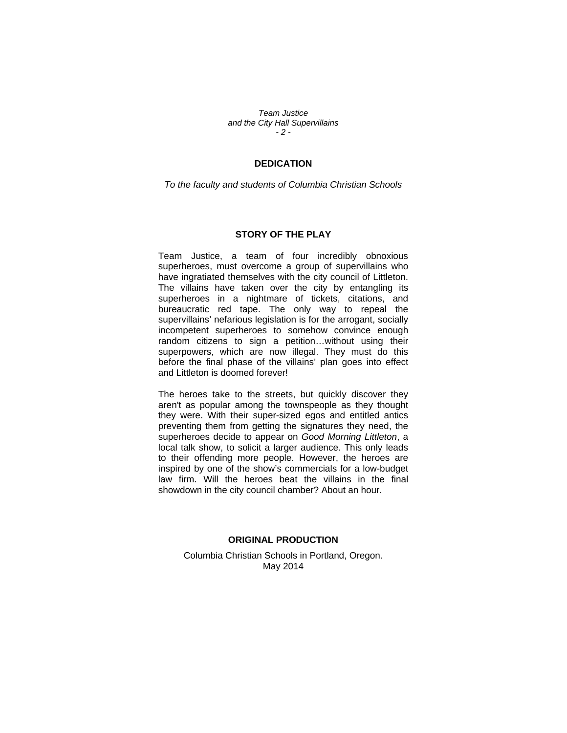## DEDICATION

*To the faculty and students of Columbia Christian Schools*

## STORY OF THE PLAY

Team Justice, a team of four incredibly obnoxious superheroes, must overcome a group of supervillains who have ingratiated themselves with the city council of Littleton. The villains have taken over the city by entangling its superheroes in a nightmare of tickets, citations, and bureaucratic red tape. The only way to repeal the supervillains' nefarious legislation is for the arrogant, socially incompetent superheroes to somehow convince enough random citizens to sign a petition…without using their superpowers, which are now illegal. They must do this before the final phase of the villains' plan goes into effect and Littleton is doomed forever!

The heroes take to the streets, but quickly discover they aren't as popular among the townspeople as they thought they were. With their super-sized egos and entitled antics preventing them from getting the signatures they need, the superheroes decide to appear on *Good Morning Littleton*, a local talk show, to solicit a larger audience. This only leads to their offending more people. However, the heroes are inspired by one of the show's commercials for a low-budget law firm. Will the heroes beat the villains in the final showdown in the city council chamber? About an hour.

## ORIGINAL PRODUCTION

Columbia Christian Schools in Portland, Oregon.
May 2014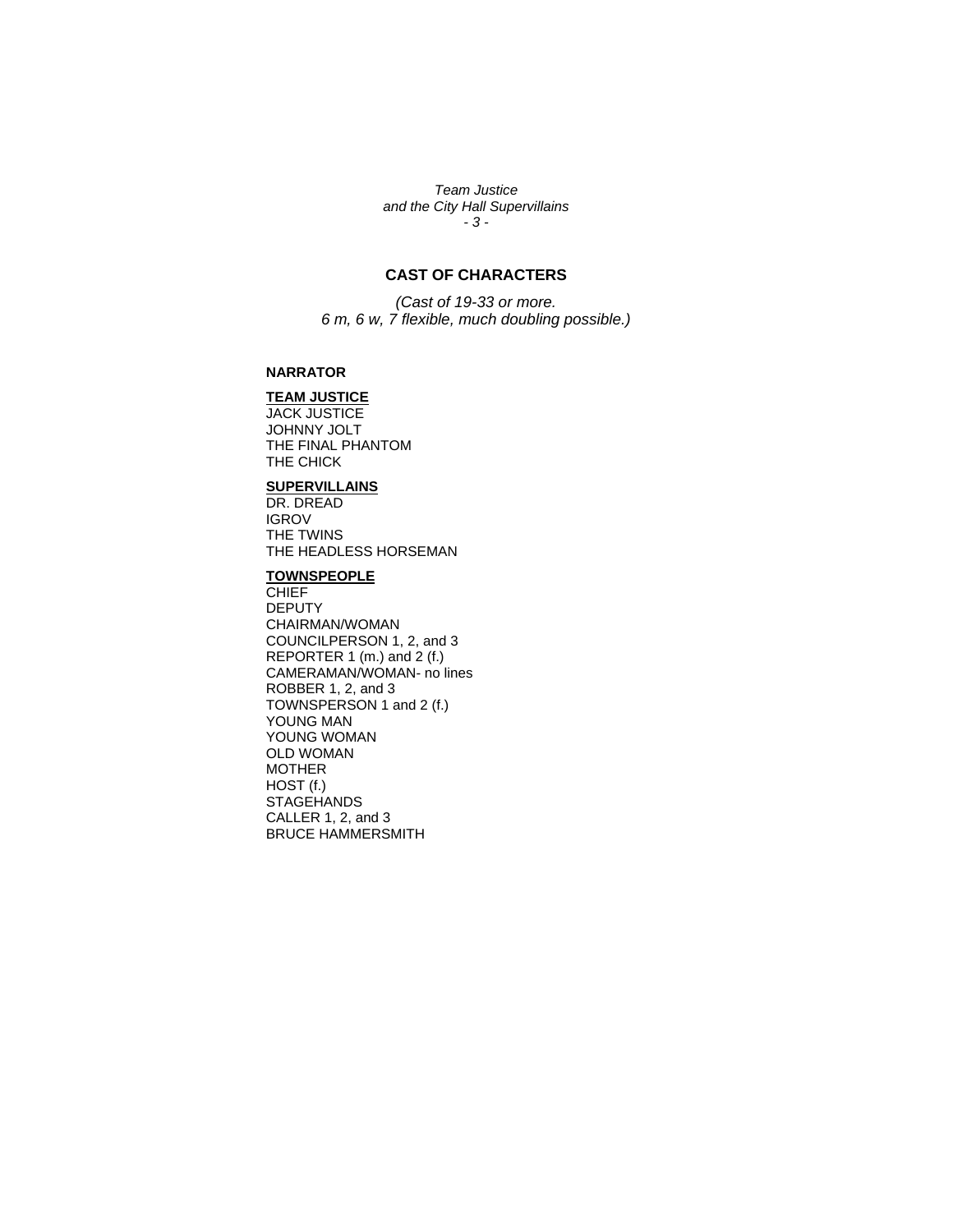## CAST OF CHARACTERS

*(Cast of 19-33 or more.*
*6 m, 6 w, 7 flexible, much doubling possible.)*

**NARRATOR**

**TEAM JUSTICE**
JACK JUSTICE
JOHNNY JOLT
THE FINAL PHANTOM
THE CHICK

**SUPERVILLAINS**
DR. DREAD
IGROV
THE TWINS
THE HEADLESS HORSEMAN

**TOWNSPEOPLE**
CHIEF
DEPUTY
CHAIRMAN/WOMAN
COUNCILPERSON 1, 2, and 3
REPORTER 1 (m.) and 2 (f.)
CAMERAMAN/WOMAN- no lines
ROBBER 1, 2, and 3
TOWNSPERSON 1 and 2 (f.)
YOUNG MAN
YOUNG WOMAN
OLD WOMAN
MOTHER
HOST (f.)
STAGEHANDS
CALLER 1, 2, and 3
BRUCE HAMMERSMITH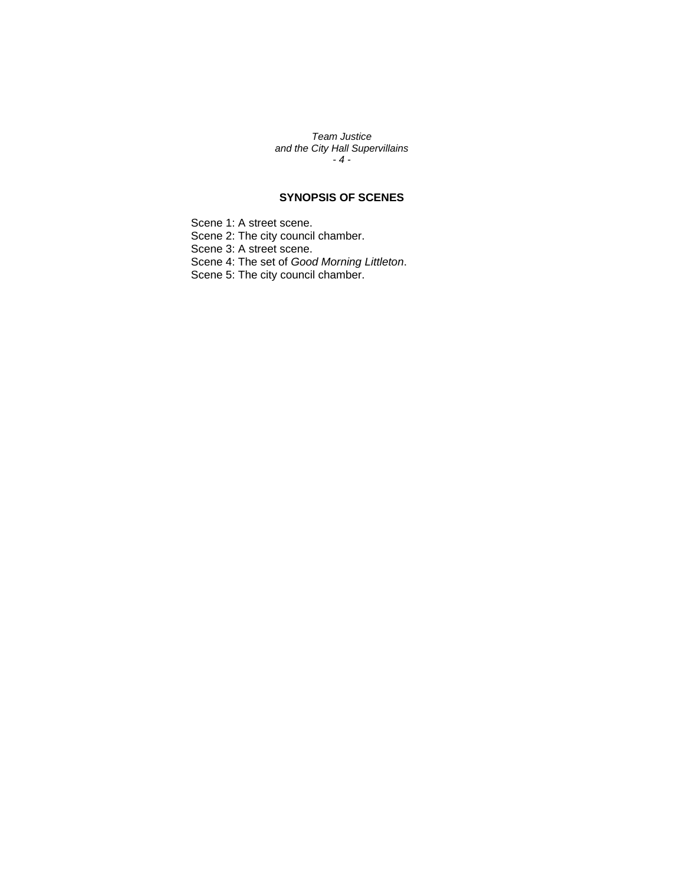## SYNOPSIS OF SCENES

Scene 1: A street scene.
Scene 2: The city council chamber.
Scene 3: A street scene.
Scene 4: The set of *Good Morning Littleton*.
Scene 5: The city council chamber.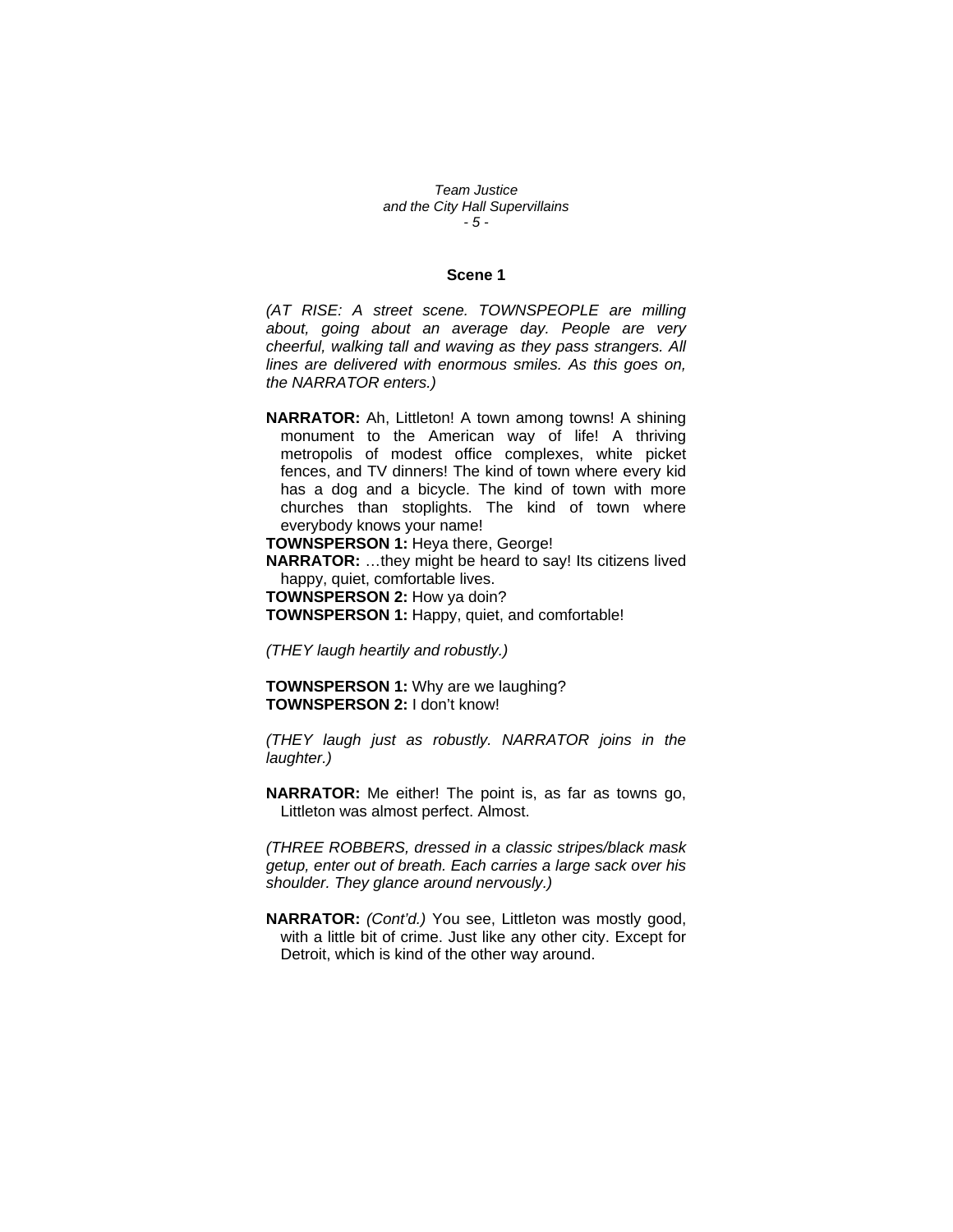## Scene 1

*(AT RISE: A street scene. TOWNSPEOPLE are milling about, going about an average day. People are very cheerful, walking tall and waving as they pass strangers. All lines are delivered with enormous smiles. As this goes on, the NARRATOR enters.)*

**NARRATOR:** Ah, Littleton! A town among towns! A shining monument to the American way of life! A thriving metropolis of modest office complexes, white picket fences, and TV dinners! The kind of town where every kid has a dog and a bicycle. The kind of town with more churches than stoplights. The kind of town where everybody knows your name!

**TOWNSPERSON 1:** Heya there, George!

**NARRATOR:** …they might be heard to say! Its citizens lived happy, quiet, comfortable lives.

**TOWNSPERSON 2:** How ya doin?

**TOWNSPERSON 1:** Happy, quiet, and comfortable!

*(THEY laugh heartily and robustly.)*

**TOWNSPERSON 1:** Why are we laughing?

**TOWNSPERSON 2:** I don't know!

*(THEY laugh just as robustly. NARRATOR joins in the laughter.)*

**NARRATOR:** Me either! The point is, as far as towns go, Littleton was almost perfect. Almost.

*(THREE ROBBERS, dressed in a classic stripes/black mask getup, enter out of breath. Each carries a large sack over his shoulder. They glance around nervously.)*

**NARRATOR:** *(Cont'd.)* You see, Littleton was mostly good, with a little bit of crime. Just like any other city. Except for Detroit, which is kind of the other way around.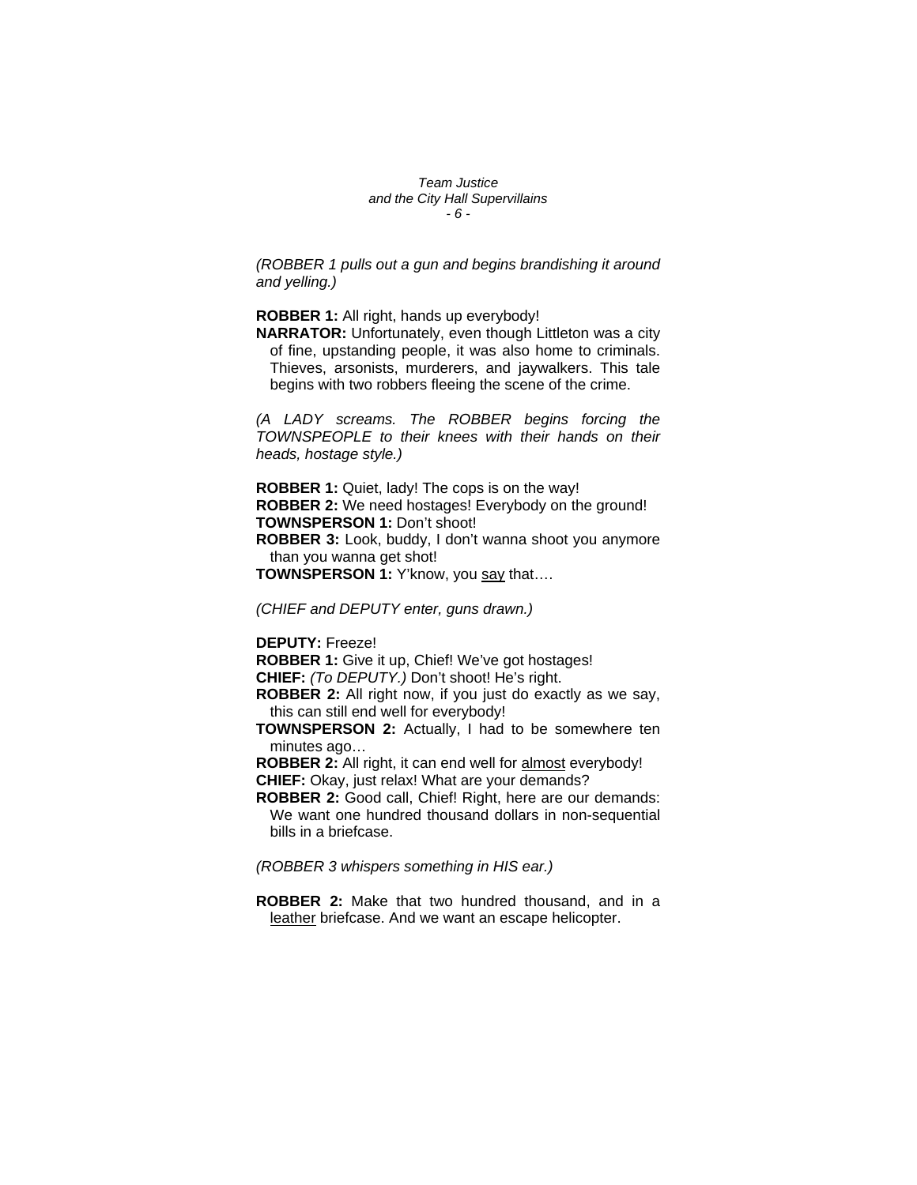*(ROBBER 1 pulls out a gun and begins brandishing it around and yelling.)*

**ROBBER 1:** All right, hands up everybody!

**NARRATOR:** Unfortunately, even though Littleton was a city of fine, upstanding people, it was also home to criminals. Thieves, arsonists, murderers, and jaywalkers. This tale begins with two robbers fleeing the scene of the crime.

*(A LADY screams. The ROBBER begins forcing the TOWNSPEOPLE to their knees with their hands on their heads, hostage style.)*

**ROBBER 1:** Quiet, lady! The cops is on the way!

**ROBBER 2:** We need hostages! Everybody on the ground!

**TOWNSPERSON 1:** Don't shoot!

**ROBBER 3:** Look, buddy, I don't wanna shoot you anymore than you wanna get shot!

**TOWNSPERSON 1:** Y'know, you <u>say</u> that….

*(CHIEF and DEPUTY enter, guns drawn.)*

**DEPUTY:** Freeze!

**ROBBER 1:** Give it up, Chief! We've got hostages!

**CHIEF:** *(To DEPUTY.)* Don't shoot! He's right.

**ROBBER 2:** All right now, if you just do exactly as we say, this can still end well for everybody!

**TOWNSPERSON 2:** Actually, I had to be somewhere ten minutes ago…

**ROBBER 2:** All right, it can end well for <u>almost</u> everybody!

**CHIEF:** Okay, just relax! What are your demands?

**ROBBER 2:** Good call, Chief! Right, here are our demands: We want one hundred thousand dollars in non-sequential bills in a briefcase.

*(ROBBER 3 whispers something in HIS ear.)*

**ROBBER 2:** Make that two hundred thousand, and in a <u>leather</u> briefcase. And we want an escape helicopter.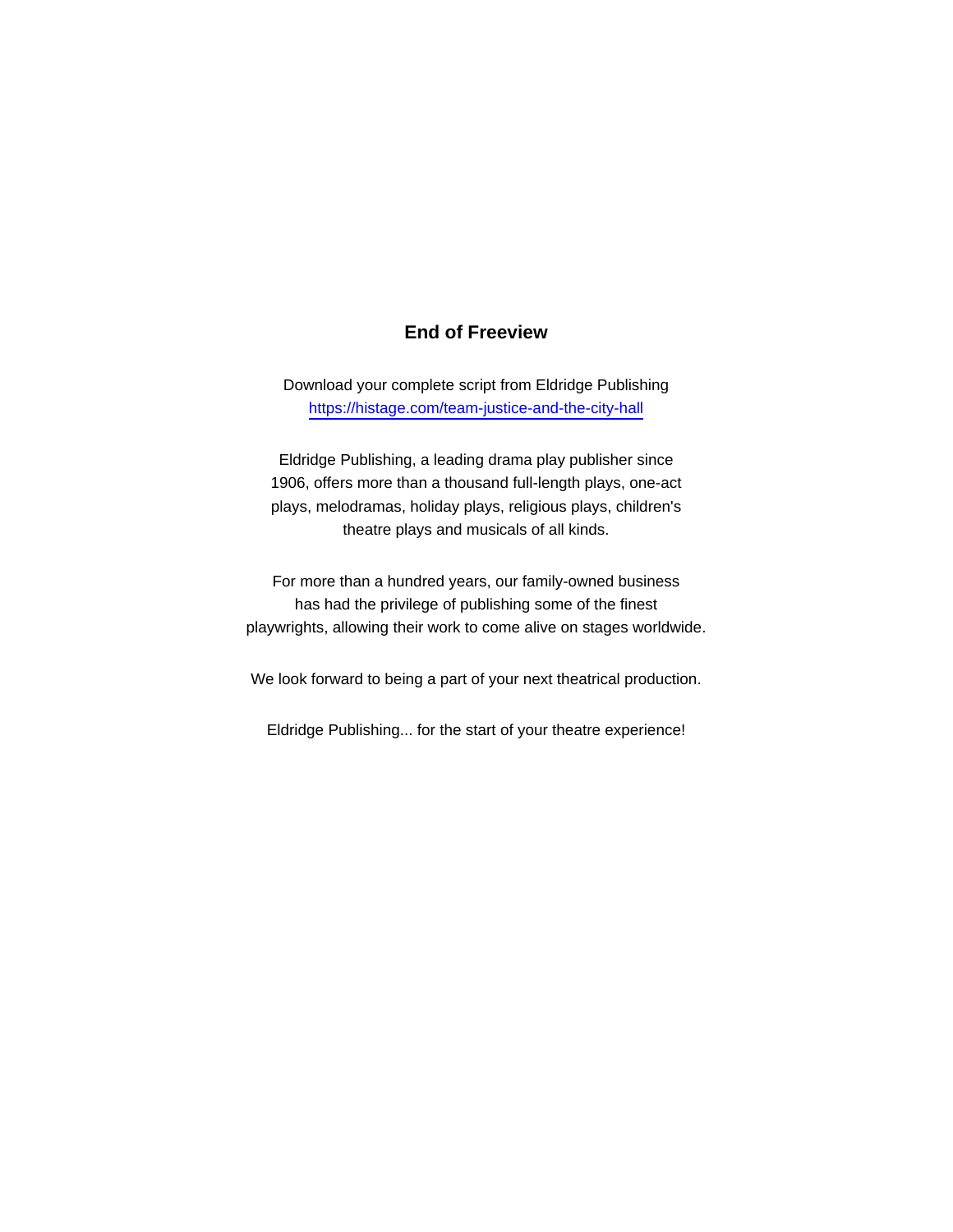## End of Freeview

Download your complete script from Eldridge Publishing
https://histage.com/team-justice-and-the-city-hall

Eldridge Publishing, a leading drama play publisher since 1906, offers more than a thousand full-length plays, one-act plays, melodramas, holiday plays, religious plays, children's theatre plays and musicals of all kinds.

For more than a hundred years, our family-owned business has had the privilege of publishing some of the finest playwrights, allowing their work to come alive on stages worldwide.

We look forward to being a part of your next theatrical production.

Eldridge Publishing... for the start of your theatre experience!